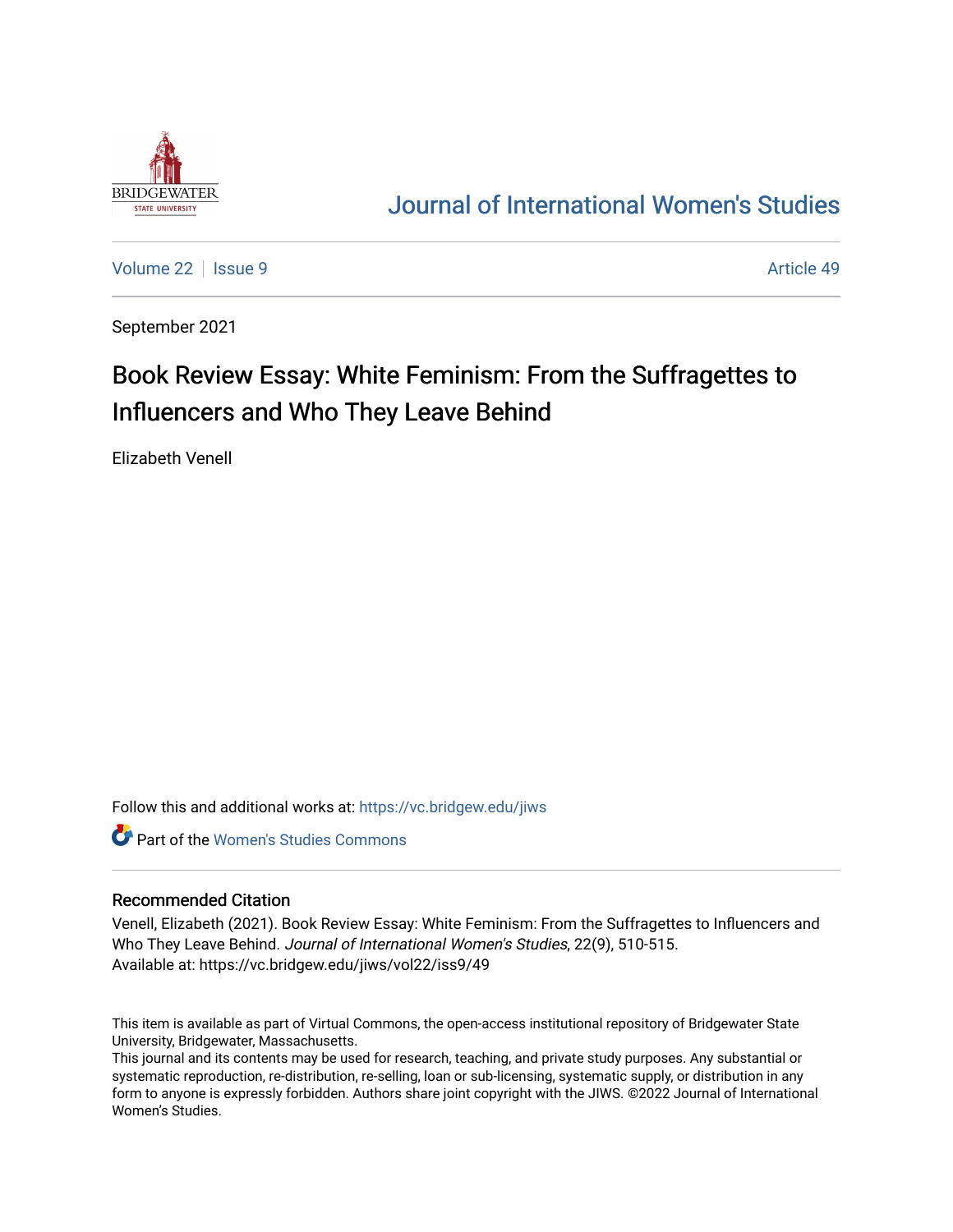# Journal of International Women's Studies

Volume 22 | Issue 9 | Article 49

September 2021

## Book Review Essay: White Feminism: From the Suffragettes to Influencers and Who They Leave Behind

Elizabeth Venell

Follow this and additional works at: https://vc.bridgew.edu/jiws

Part of the Women's Studies Commons

### Recommended Citation

Venell, Elizabeth (2021). Book Review Essay: White Feminism: From the Suffragettes to Influencers and Who They Leave Behind. *Journal of International Women's Studies*, 22(9), 510-515.
Available at: https://vc.bridgew.edu/jiws/vol22/iss9/49

This item is available as part of Virtual Commons, the open-access institutional repository of Bridgewater State University, Bridgewater, Massachusetts.
This journal and its contents may be used for research, teaching, and private study purposes. Any substantial or systematic reproduction, re-distribution, re-selling, loan or sub-licensing, systematic supply, or distribution in any form to anyone is expressly forbidden. Authors share joint copyright with the JIWS. ©2022 Journal of International Women's Studies.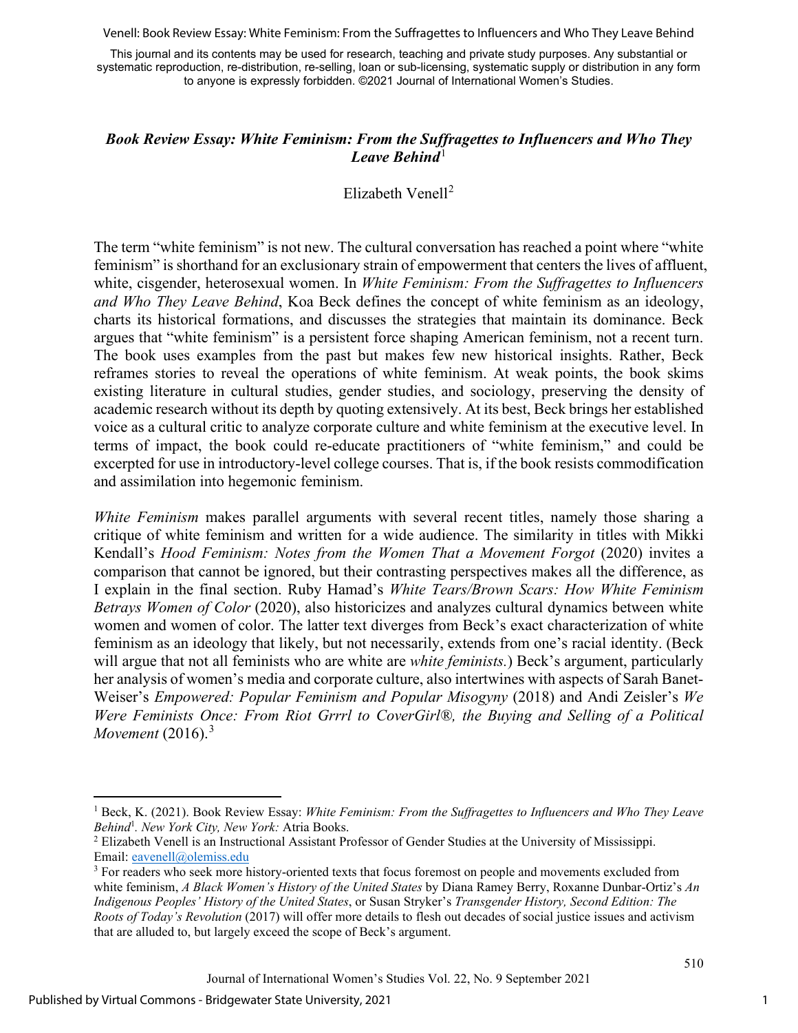## *Book Review Essay: White Feminism: From the Suffragettes to Influencers and Who They Leave Behind*[1]

Elizabeth Venell[2]

The term "white feminism" is not new. The cultural conversation has reached a point where "white feminism" is shorthand for an exclusionary strain of empowerment that centers the lives of affluent, white, cisgender, heterosexual women. In *White Feminism: From the Suffragettes to Influencers and Who They Leave Behind*, Koa Beck defines the concept of white feminism as an ideology, charts its historical formations, and discusses the strategies that maintain its dominance. Beck argues that "white feminism" is a persistent force shaping American feminism, not a recent turn. The book uses examples from the past but makes few new historical insights. Rather, Beck reframes stories to reveal the operations of white feminism. At weak points, the book skims existing literature in cultural studies, gender studies, and sociology, preserving the density of academic research without its depth by quoting extensively. At its best, Beck brings her established voice as a cultural critic to analyze corporate culture and white feminism at the executive level. In terms of impact, the book could re-educate practitioners of "white feminism," and could be excerpted for use in introductory-level college courses. That is, if the book resists commodification and assimilation into hegemonic feminism.

*White Feminism* makes parallel arguments with several recent titles, namely those sharing a critique of white feminism and written for a wide audience. The similarity in titles with Mikki Kendall's *Hood Feminism: Notes from the Women That a Movement Forgot* (2020) invites a comparison that cannot be ignored, but their contrasting perspectives makes all the difference, as I explain in the final section. Ruby Hamad's *White Tears/Brown Scars: How White Feminism Betrays Women of Color* (2020), also historicizes and analyzes cultural dynamics between white women and women of color. The latter text diverges from Beck's exact characterization of white feminism as an ideology that likely, but not necessarily, extends from one's racial identity. (Beck will argue that not all feminists who are white are *white feminists.*) Beck's argument, particularly her analysis of women's media and corporate culture, also intertwines with aspects of Sarah Banet-Weiser's *Empowered: Popular Feminism and Popular Misogyny* (2018) and Andi Zeisler's *We Were Feminists Once: From Riot Grrrl to CoverGirl®, the Buying and Selling of a Political Movement* (2016).[3]

---

[1] Beck, K. (2021). Book Review Essay: *White Feminism: From the Suffragettes to Influencers and Who They Leave Behind*[1]. *New York City, New York:* Atria Books.

[2] Elizabeth Venell is an Instructional Assistant Professor of Gender Studies at the University of Mississippi. Email: eavenell@olemiss.edu

[3] For readers who seek more history-oriented texts that focus foremost on people and movements excluded from white feminism, *A Black Women's History of the United States* by Diana Ramey Berry, Roxanne Dunbar-Ortiz's *An Indigenous Peoples' History of the United States*, or Susan Stryker's *Transgender History, Second Edition: The Roots of Today's Revolution* (2017) will offer more details to flesh out decades of social justice issues and activism that are alluded to, but largely exceed the scope of Beck's argument.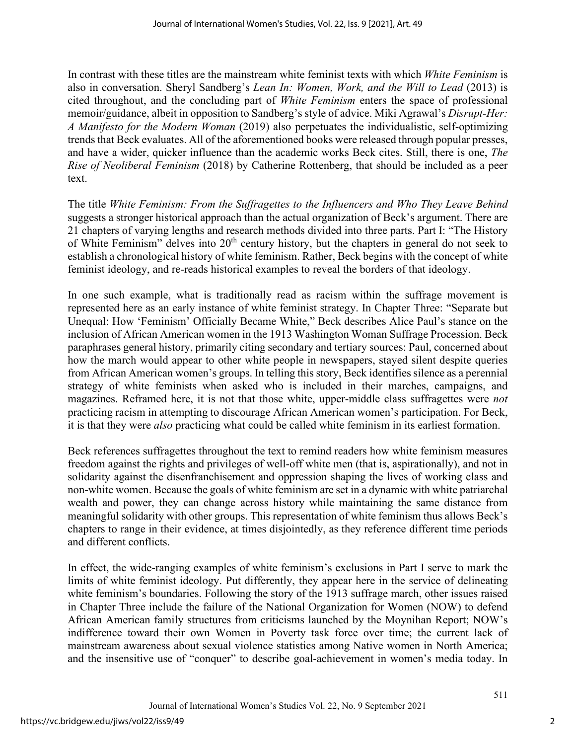In contrast with these titles are the mainstream white feminist texts with which *White Feminism* is also in conversation. Sheryl Sandberg's *Lean In: Women, Work, and the Will to Lead* (2013) is cited throughout, and the concluding part of *White Feminism* enters the space of professional memoir/guidance, albeit in opposition to Sandberg's style of advice. Miki Agrawal's *Disrupt-Her: A Manifesto for the Modern Woman* (2019) also perpetuates the individualistic, self-optimizing trends that Beck evaluates. All of the aforementioned books were released through popular presses, and have a wider, quicker influence than the academic works Beck cites. Still, there is one, *The Rise of Neoliberal Feminism* (2018) by Catherine Rottenberg, that should be included as a peer text.

The title *White Feminism: From the Suffragettes to the Influencers and Who They Leave Behind* suggests a stronger historical approach than the actual organization of Beck's argument. There are 21 chapters of varying lengths and research methods divided into three parts. Part I: "The History of White Feminism" delves into 20th century history, but the chapters in general do not seek to establish a chronological history of white feminism. Rather, Beck begins with the concept of white feminist ideology, and re-reads historical examples to reveal the borders of that ideology.

In one such example, what is traditionally read as racism within the suffrage movement is represented here as an early instance of white feminist strategy. In Chapter Three: "Separate but Unequal: How 'Feminism' Officially Became White," Beck describes Alice Paul's stance on the inclusion of African American women in the 1913 Washington Woman Suffrage Procession. Beck paraphrases general history, primarily citing secondary and tertiary sources: Paul, concerned about how the march would appear to other white people in newspapers, stayed silent despite queries from African American women's groups. In telling this story, Beck identifies silence as a perennial strategy of white feminists when asked who is included in their marches, campaigns, and magazines. Reframed here, it is not that those white, upper-middle class suffragettes were *not* practicing racism in attempting to discourage African American women's participation. For Beck, it is that they were *also* practicing what could be called white feminism in its earliest formation.

Beck references suffragettes throughout the text to remind readers how white feminism measures freedom against the rights and privileges of well-off white men (that is, aspirationally), and not in solidarity against the disenfranchisement and oppression shaping the lives of working class and non-white women. Because the goals of white feminism are set in a dynamic with white patriarchal wealth and power, they can change across history while maintaining the same distance from meaningful solidarity with other groups. This representation of white feminism thus allows Beck's chapters to range in their evidence, at times disjointedly, as they reference different time periods and different conflicts.

In effect, the wide-ranging examples of white feminism's exclusions in Part I serve to mark the limits of white feminist ideology. Put differently, they appear here in the service of delineating white feminism's boundaries. Following the story of the 1913 suffrage march, other issues raised in Chapter Three include the failure of the National Organization for Women (NOW) to defend African American family structures from criticisms launched by the Moynihan Report; NOW's indifference toward their own Women in Poverty task force over time; the current lack of mainstream awareness about sexual violence statistics among Native women in North America; and the insensitive use of "conquer" to describe goal-achievement in women's media today. In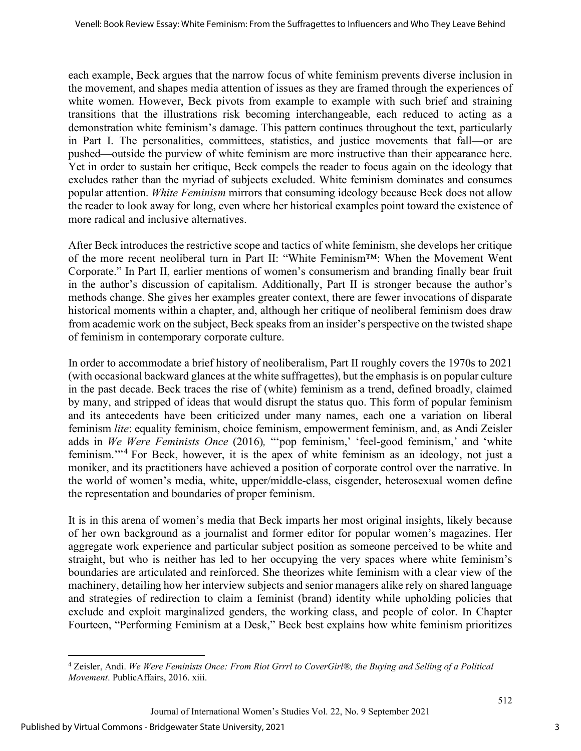each example, Beck argues that the narrow focus of white feminism prevents diverse inclusion in the movement, and shapes media attention of issues as they are framed through the experiences of white women. However, Beck pivots from example to example with such brief and straining transitions that the illustrations risk becoming interchangeable, each reduced to acting as a demonstration white feminism's damage. This pattern continues throughout the text, particularly in Part I. The personalities, committees, statistics, and justice movements that fall—or are pushed—outside the purview of white feminism are more instructive than their appearance here. Yet in order to sustain her critique, Beck compels the reader to focus again on the ideology that excludes rather than the myriad of subjects excluded. White feminism dominates and consumes popular attention. *White Feminism* mirrors that consuming ideology because Beck does not allow the reader to look away for long, even where her historical examples point toward the existence of more radical and inclusive alternatives.

After Beck introduces the restrictive scope and tactics of white feminism, she develops her critique of the more recent neoliberal turn in Part II: "White Feminism™: When the Movement Went Corporate." In Part II, earlier mentions of women's consumerism and branding finally bear fruit in the author's discussion of capitalism. Additionally, Part II is stronger because the author's methods change. She gives her examples greater context, there are fewer invocations of disparate historical moments within a chapter, and, although her critique of neoliberal feminism does draw from academic work on the subject, Beck speaks from an insider's perspective on the twisted shape of feminism in contemporary corporate culture.

In order to accommodate a brief history of neoliberalism, Part II roughly covers the 1970s to 2021 (with occasional backward glances at the white suffragettes), but the emphasis is on popular culture in the past decade. Beck traces the rise of (white) feminism as a trend, defined broadly, claimed by many, and stripped of ideas that would disrupt the status quo. This form of popular feminism and its antecedents have been criticized under many names, each one a variation on liberal feminism *lite*: equality feminism, choice feminism, empowerment feminism, and, as Andi Zeisler adds in *We Were Feminists Once* (2016), "'pop feminism,' 'feel-good feminism,' and 'white feminism.'"[4] For Beck, however, it is the apex of white feminism as an ideology, not just a moniker, and its practitioners have achieved a position of corporate control over the narrative. In the world of women's media, white, upper/middle-class, cisgender, heterosexual women define the representation and boundaries of proper feminism.

It is in this arena of women's media that Beck imparts her most original insights, likely because of her own background as a journalist and former editor for popular women's magazines. Her aggregate work experience and particular subject position as someone perceived to be white and straight, but who is neither has led to her occupying the very spaces where white feminism's boundaries are articulated and reinforced. She theorizes white feminism with a clear view of the machinery, detailing how her interview subjects and senior managers alike rely on shared language and strategies of redirection to claim a feminist (brand) identity while upholding policies that exclude and exploit marginalized genders, the working class, and people of color. In Chapter Fourteen, "Performing Feminism at a Desk," Beck best explains how white feminism prioritizes

---

[4] Zeisler, Andi. *We Were Feminists Once: From Riot Grrrl to CoverGirl®, the Buying and Selling of a Political Movement*. PublicAffairs, 2016. xiii.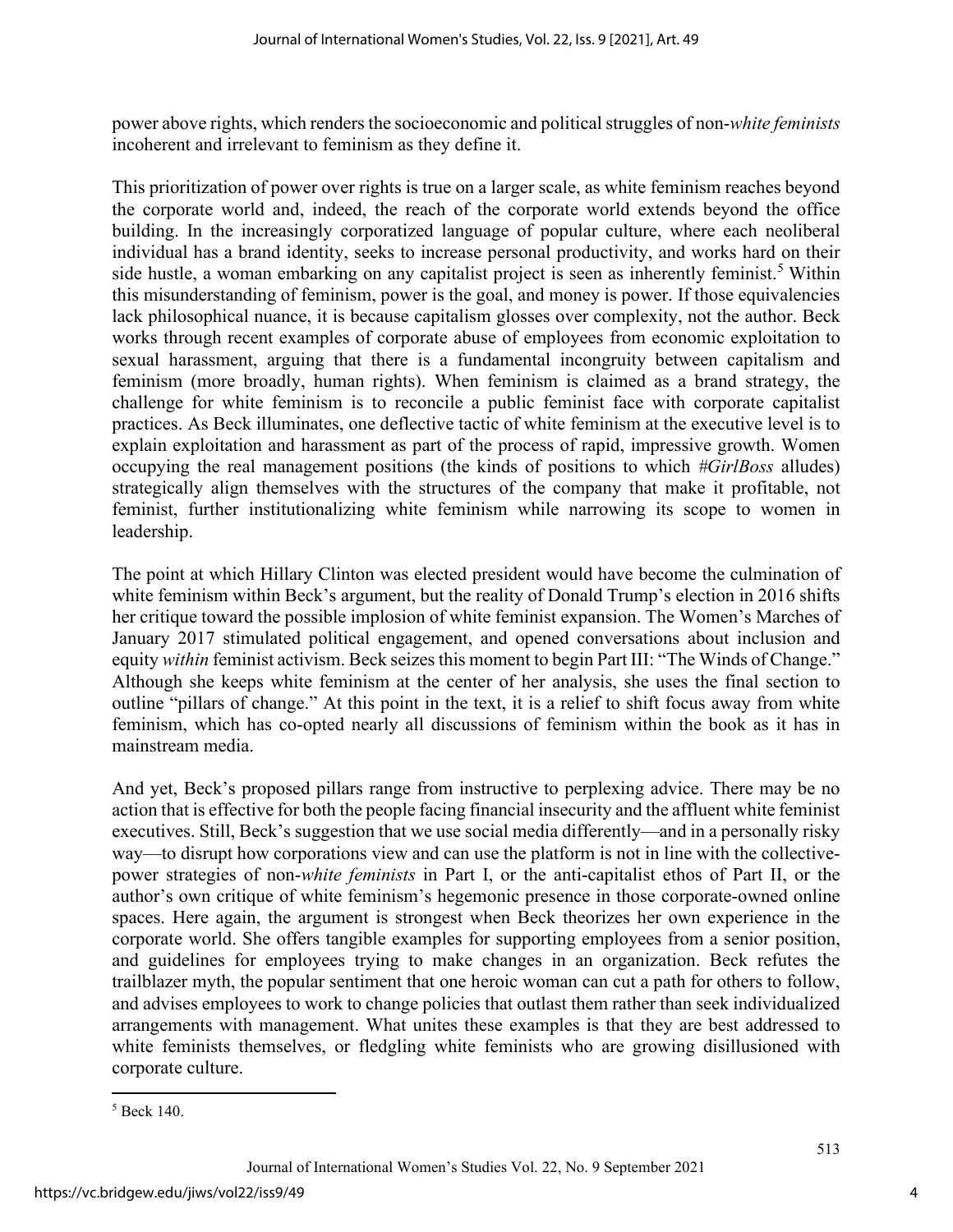power above rights, which renders the socioeconomic and political struggles of non-*white feminists* incoherent and irrelevant to feminism as they define it.

This prioritization of power over rights is true on a larger scale, as white feminism reaches beyond the corporate world and, indeed, the reach of the corporate world extends beyond the office building. In the increasingly corporatized language of popular culture, where each neoliberal individual has a brand identity, seeks to increase personal productivity, and works hard on their side hustle, a woman embarking on any capitalist project is seen as inherently feminist.[5] Within this misunderstanding of feminism, power is the goal, and money is power. If those equivalencies lack philosophical nuance, it is because capitalism glosses over complexity, not the author. Beck works through recent examples of corporate abuse of employees from economic exploitation to sexual harassment, arguing that there is a fundamental incongruity between capitalism and feminism (more broadly, human rights). When feminism is claimed as a brand strategy, the challenge for white feminism is to reconcile a public feminist face with corporate capitalist practices. As Beck illuminates, one deflective tactic of white feminism at the executive level is to explain exploitation and harassment as part of the process of rapid, impressive growth. Women occupying the real management positions (the kinds of positions to which *#GirlBoss* alludes) strategically align themselves with the structures of the company that make it profitable, not feminist, further institutionalizing white feminism while narrowing its scope to women in leadership.

The point at which Hillary Clinton was elected president would have become the culmination of white feminism within Beck's argument, but the reality of Donald Trump's election in 2016 shifts her critique toward the possible implosion of white feminist expansion. The Women's Marches of January 2017 stimulated political engagement, and opened conversations about inclusion and equity *within* feminist activism. Beck seizes this moment to begin Part III: "The Winds of Change." Although she keeps white feminism at the center of her analysis, she uses the final section to outline "pillars of change." At this point in the text, it is a relief to shift focus away from white feminism, which has co-opted nearly all discussions of feminism within the book as it has in mainstream media.

And yet, Beck's proposed pillars range from instructive to perplexing advice. There may be no action that is effective for both the people facing financial insecurity and the affluent white feminist executives. Still, Beck's suggestion that we use social media differently—and in a personally risky way—to disrupt how corporations view and can use the platform is not in line with the collective-power strategies of non-*white feminists* in Part I, or the anti-capitalist ethos of Part II, or the author's own critique of white feminism's hegemonic presence in those corporate-owned online spaces. Here again, the argument is strongest when Beck theorizes her own experience in the corporate world. She offers tangible examples for supporting employees from a senior position, and guidelines for employees trying to make changes in an organization. Beck refutes the trailblazer myth, the popular sentiment that one heroic woman can cut a path for others to follow, and advises employees to work to change policies that outlast them rather than seek individualized arrangements with management. What unites these examples is that they are best addressed to white feminists themselves, or fledgling white feminists who are growing disillusioned with corporate culture.

[5] Beck 140.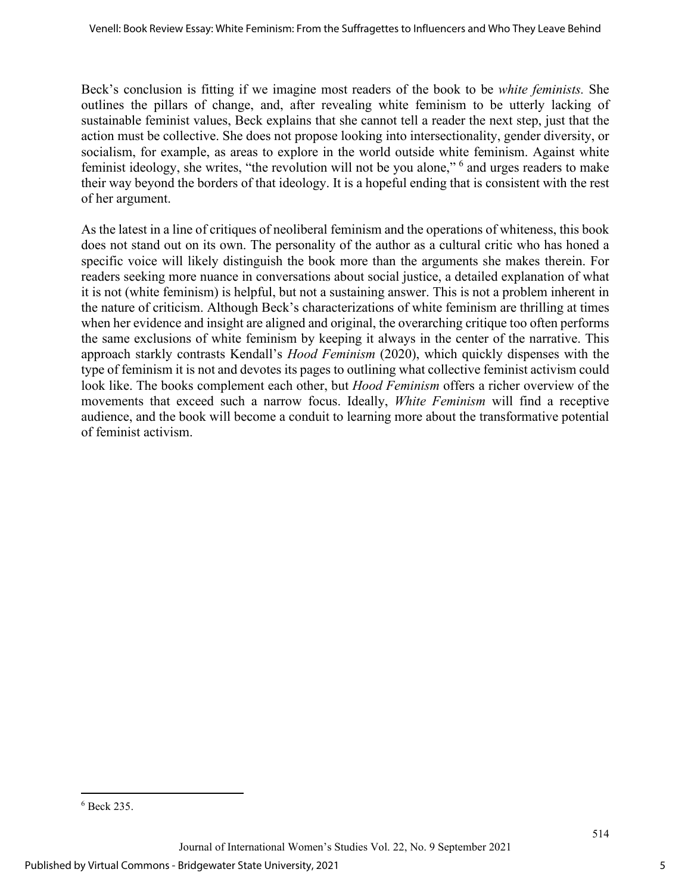Beck's conclusion is fitting if we imagine most readers of the book to be *white feminists.* She outlines the pillars of change, and, after revealing white feminism to be utterly lacking of sustainable feminist values, Beck explains that she cannot tell a reader the next step, just that the action must be collective. She does not propose looking into intersectionality, gender diversity, or socialism, for example, as areas to explore in the world outside white feminism. Against white feminist ideology, she writes, "the revolution will not be you alone," [6] and urges readers to make their way beyond the borders of that ideology. It is a hopeful ending that is consistent with the rest of her argument.

As the latest in a line of critiques of neoliberal feminism and the operations of whiteness, this book does not stand out on its own. The personality of the author as a cultural critic who has honed a specific voice will likely distinguish the book more than the arguments she makes therein. For readers seeking more nuance in conversations about social justice, a detailed explanation of what it is not (white feminism) is helpful, but not a sustaining answer. This is not a problem inherent in the nature of criticism. Although Beck's characterizations of white feminism are thrilling at times when her evidence and insight are aligned and original, the overarching critique too often performs the same exclusions of white feminism by keeping it always in the center of the narrative. This approach starkly contrasts Kendall's *Hood Feminism* (2020), which quickly dispenses with the type of feminism it is not and devotes its pages to outlining what collective feminist activism could look like. The books complement each other, but *Hood Feminism* offers a richer overview of the movements that exceed such a narrow focus. Ideally, *White Feminism* will find a receptive audience, and the book will become a conduit to learning more about the transformative potential of feminist activism.

---

[6] Beck 235.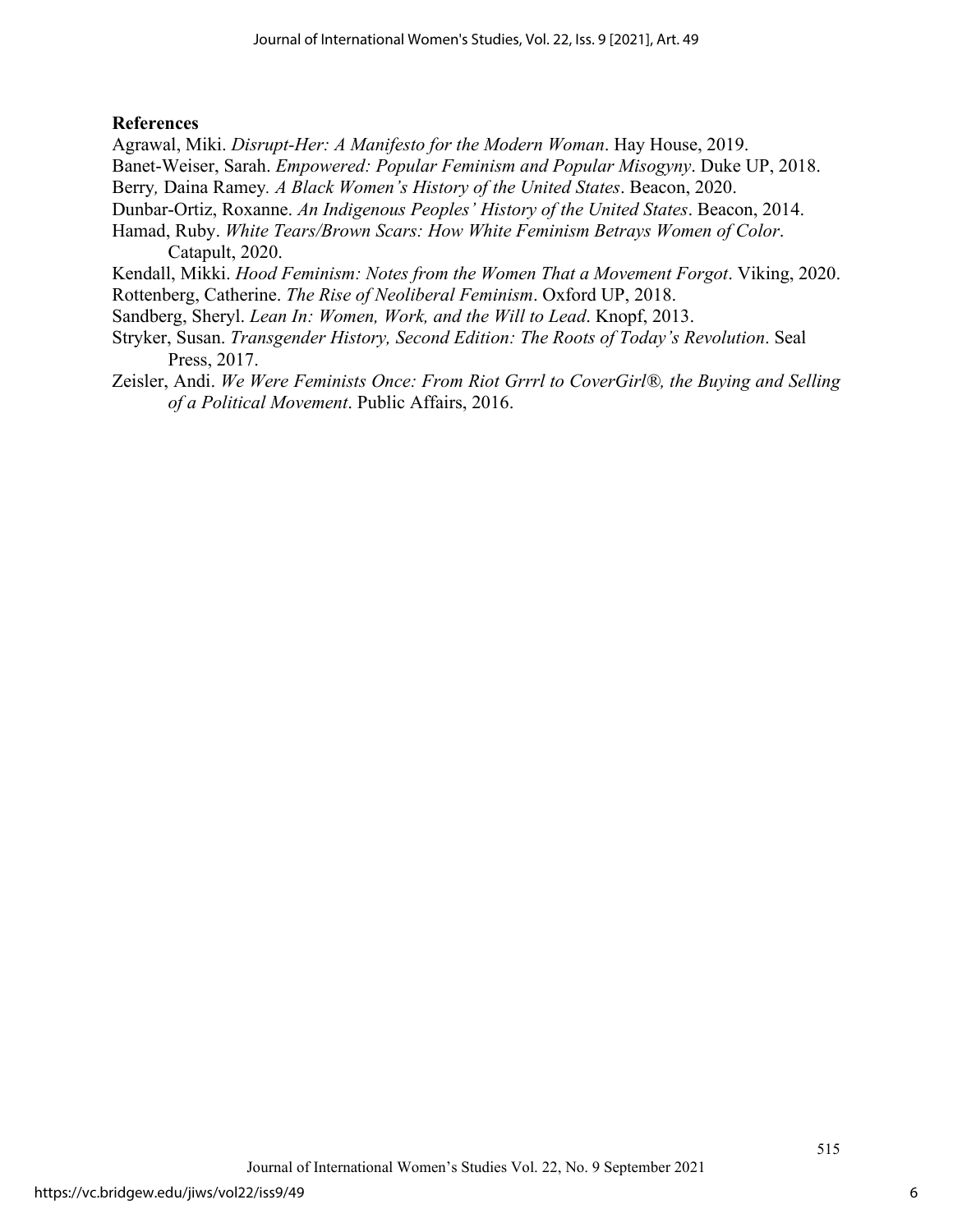## References

Agrawal, Miki. *Disrupt-Her: A Manifesto for the Modern Woman*. Hay House, 2019.

Banet-Weiser, Sarah. *Empowered: Popular Feminism and Popular Misogyny*. Duke UP, 2018.

Berry, Daina Ramey. *A Black Women's History of the United States*. Beacon, 2020.

Dunbar-Ortiz, Roxanne. *An Indigenous Peoples' History of the United States*. Beacon, 2014.

Hamad, Ruby. *White Tears/Brown Scars: How White Feminism Betrays Women of Color*. Catapult, 2020.

Kendall, Mikki. *Hood Feminism: Notes from the Women That a Movement Forgot*. Viking, 2020.

Rottenberg, Catherine. *The Rise of Neoliberal Feminism*. Oxford UP, 2018.

Sandberg, Sheryl. *Lean In: Women, Work, and the Will to Lead*. Knopf, 2013.

Stryker, Susan. *Transgender History, Second Edition: The Roots of Today's Revolution*. Seal Press, 2017.

Zeisler, Andi. *We Were Feminists Once: From Riot Grrrl to CoverGirl®, the Buying and Selling of a Political Movement*. Public Affairs, 2016.